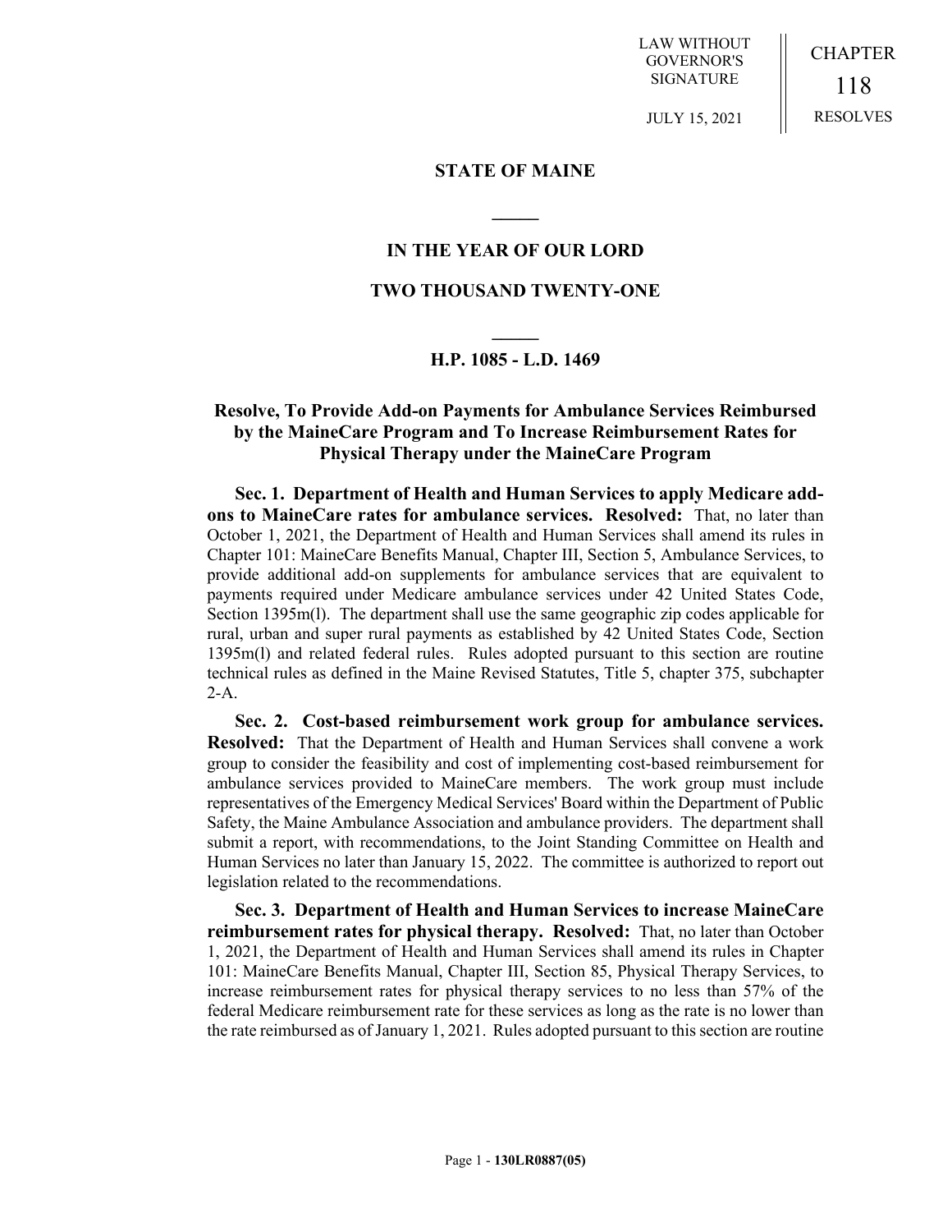LAW WITHOUT GOVERNOR'S SIGNATURE

JULY 15, 2021

CHAPTER 118

RESOLVES

# STATE OF MAINE

## IN THE YEAR OF OUR LORD

## TWO THOUSAND TWENTY-ONE

## H.P. 1085 - L.D. 1469

### Resolve, To Provide Add-on Payments for Ambulance Services Reimbursed by the MaineCare Program and To Increase Reimbursement Rates for Physical Therapy under the MaineCare Program

**Sec. 1. Department of Health and Human Services to apply Medicare add-ons to MaineCare rates for ambulance services. Resolved:** That, no later than October 1, 2021, the Department of Health and Human Services shall amend its rules in Chapter 101: MaineCare Benefits Manual, Chapter III, Section 5, Ambulance Services, to provide additional add-on supplements for ambulance services that are equivalent to payments required under Medicare ambulance services under 42 United States Code, Section 1395m(l). The department shall use the same geographic zip codes applicable for rural, urban and super rural payments as established by 42 United States Code, Section 1395m(l) and related federal rules. Rules adopted pursuant to this section are routine technical rules as defined in the Maine Revised Statutes, Title 5, chapter 375, subchapter 2-A.

**Sec. 2. Cost-based reimbursement work group for ambulance services. Resolved:** That the Department of Health and Human Services shall convene a work group to consider the feasibility and cost of implementing cost-based reimbursement for ambulance services provided to MaineCare members. The work group must include representatives of the Emergency Medical Services' Board within the Department of Public Safety, the Maine Ambulance Association and ambulance providers. The department shall submit a report, with recommendations, to the Joint Standing Committee on Health and Human Services no later than January 15, 2022. The committee is authorized to report out legislation related to the recommendations.

**Sec. 3. Department of Health and Human Services to increase MaineCare reimbursement rates for physical therapy. Resolved:** That, no later than October 1, 2021, the Department of Health and Human Services shall amend its rules in Chapter 101: MaineCare Benefits Manual, Chapter III, Section 85, Physical Therapy Services, to increase reimbursement rates for physical therapy services to no less than 57% of the federal Medicare reimbursement rate for these services as long as the rate is no lower than the rate reimbursed as of January 1, 2021. Rules adopted pursuant to this section are routine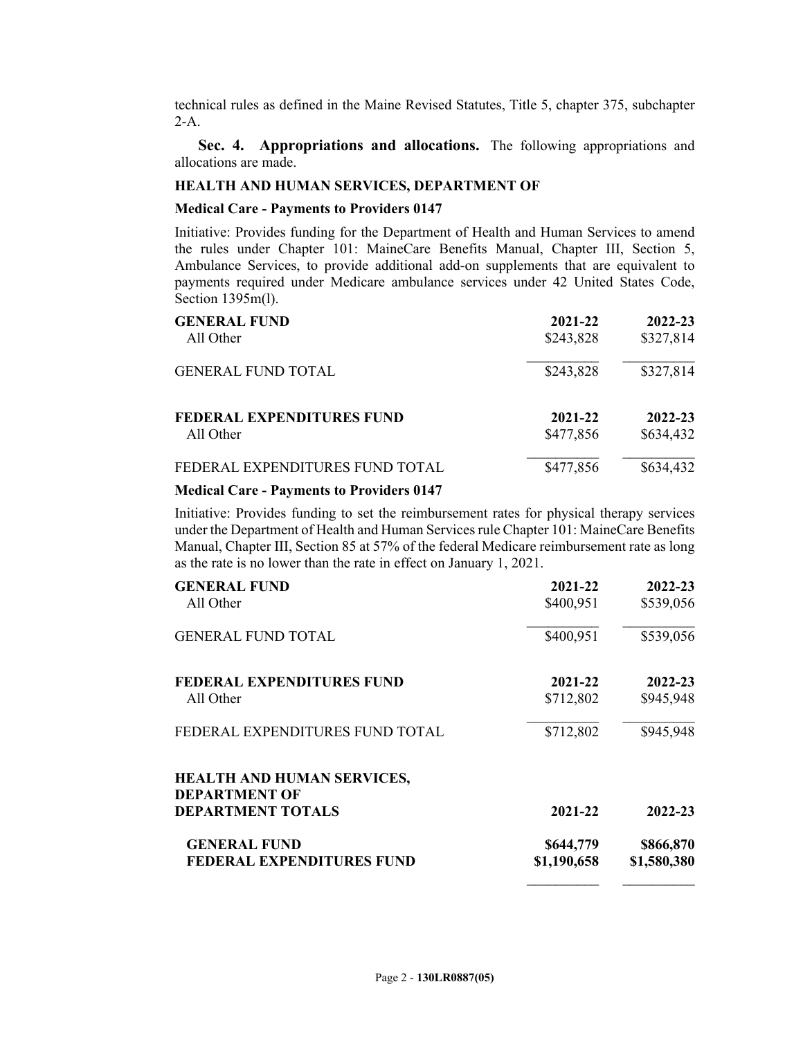technical rules as defined in the Maine Revised Statutes, Title 5, chapter 375, subchapter 2-A.

**Sec. 4. Appropriations and allocations.** The following appropriations and allocations are made.

**HEALTH AND HUMAN SERVICES, DEPARTMENT OF**

**Medical Care - Payments to Providers 0147**

Initiative: Provides funding for the Department of Health and Human Services to amend the rules under Chapter 101: MaineCare Benefits Manual, Chapter III, Section 5, Ambulance Services, to provide additional add-on supplements that are equivalent to payments required under Medicare ambulance services under 42 United States Code, Section 1395m(l).

| **GENERAL FUND** | **2021-22** | **2022-23** |
|---|---|---|
| All Other | $243,828 | $327,814 |
| GENERAL FUND TOTAL | $243,828 | $327,814 |

| **FEDERAL EXPENDITURES FUND** | **2021-22** | **2022-23** |
|---|---|---|
| All Other | $477,856 | $634,432 |
| FEDERAL EXPENDITURES FUND TOTAL | $477,856 | $634,432 |

**Medical Care - Payments to Providers 0147**

Initiative: Provides funding to set the reimbursement rates for physical therapy services under the Department of Health and Human Services rule Chapter 101: MaineCare Benefits Manual, Chapter III, Section 85 at 57% of the federal Medicare reimbursement rate as long as the rate is no lower than the rate in effect on January 1, 2021.

| **GENERAL FUND** | **2021-22** | **2022-23** |
|---|---|---|
| All Other | $400,951 | $539,056 |
| GENERAL FUND TOTAL | $400,951 | $539,056 |

| **FEDERAL EXPENDITURES FUND** | **2021-22** | **2022-23** |
|---|---|---|
| All Other | $712,802 | $945,948 |
| FEDERAL EXPENDITURES FUND TOTAL | $712,802 | $945,948 |

| **HEALTH AND HUMAN SERVICES, DEPARTMENT OF DEPARTMENT TOTALS** | **2021-22** | **2022-23** |
|---|---|---|
| **GENERAL FUND** | **$644,779** | **$866,870** |
| **FEDERAL EXPENDITURES FUND** | **$1,190,658** | **$1,580,380** |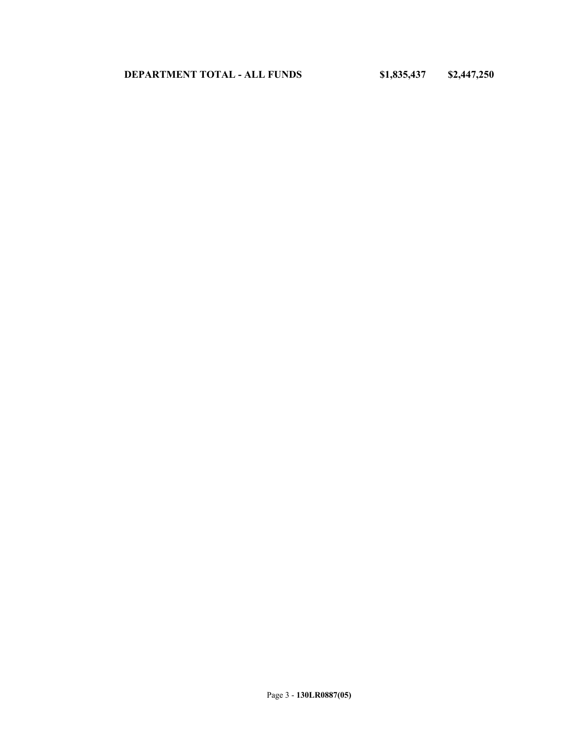| | | |
|---|---|---|
| **DEPARTMENT TOTAL - ALL FUNDS** | **$1,835,437** | **$2,447,250** |